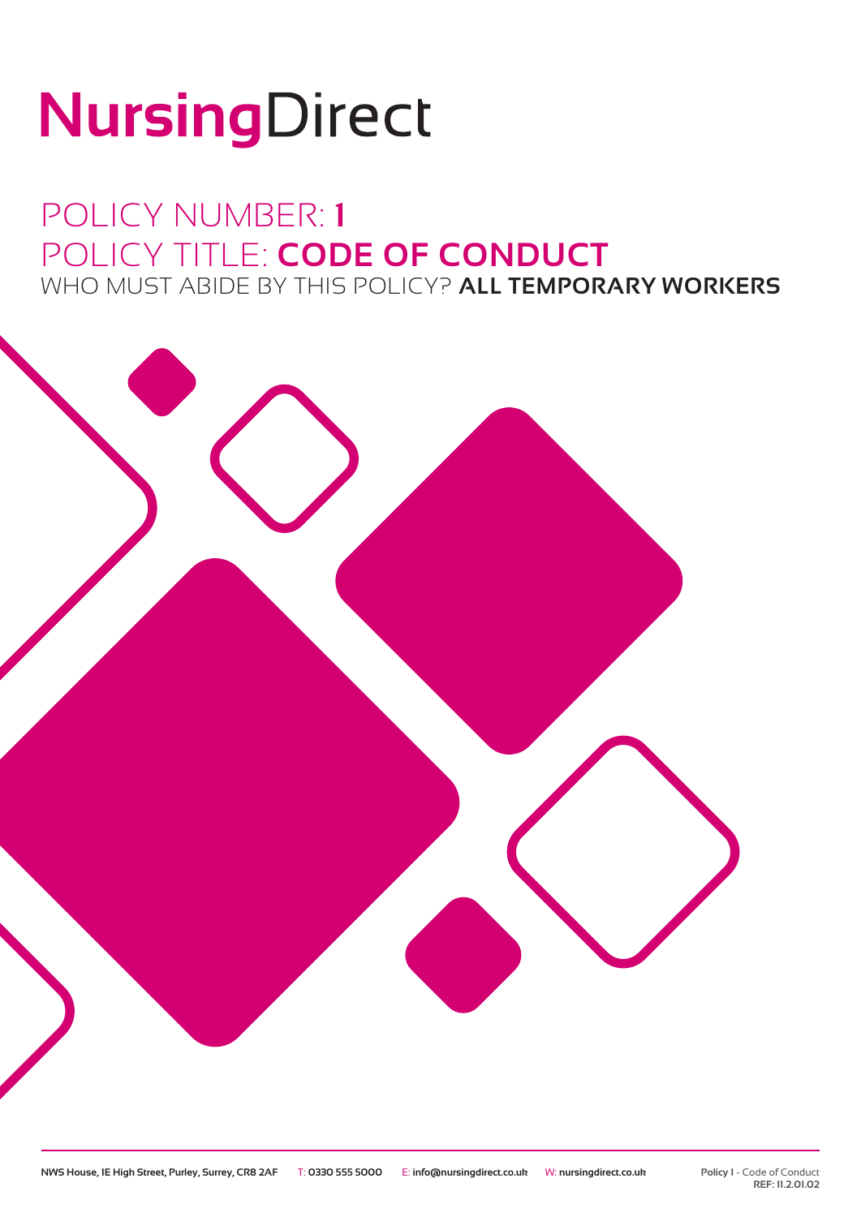# NursingDirect

## POLICY NUMBER: **1**

## POLICY TITLE: **CODE OF CONDUCT**

WHO MUST ABIDE BY THIS POLICY? **ALL TEMPORARY WORKERS**

NWS House, 1E High Street, Purley, Surrey, CR8 2AF T: 0330 555 5000 E: info@nursingdirect.co.uk W: nursingdirect.co.uk

Policy 1 - Code of Conduct
REF: 11.2.01.02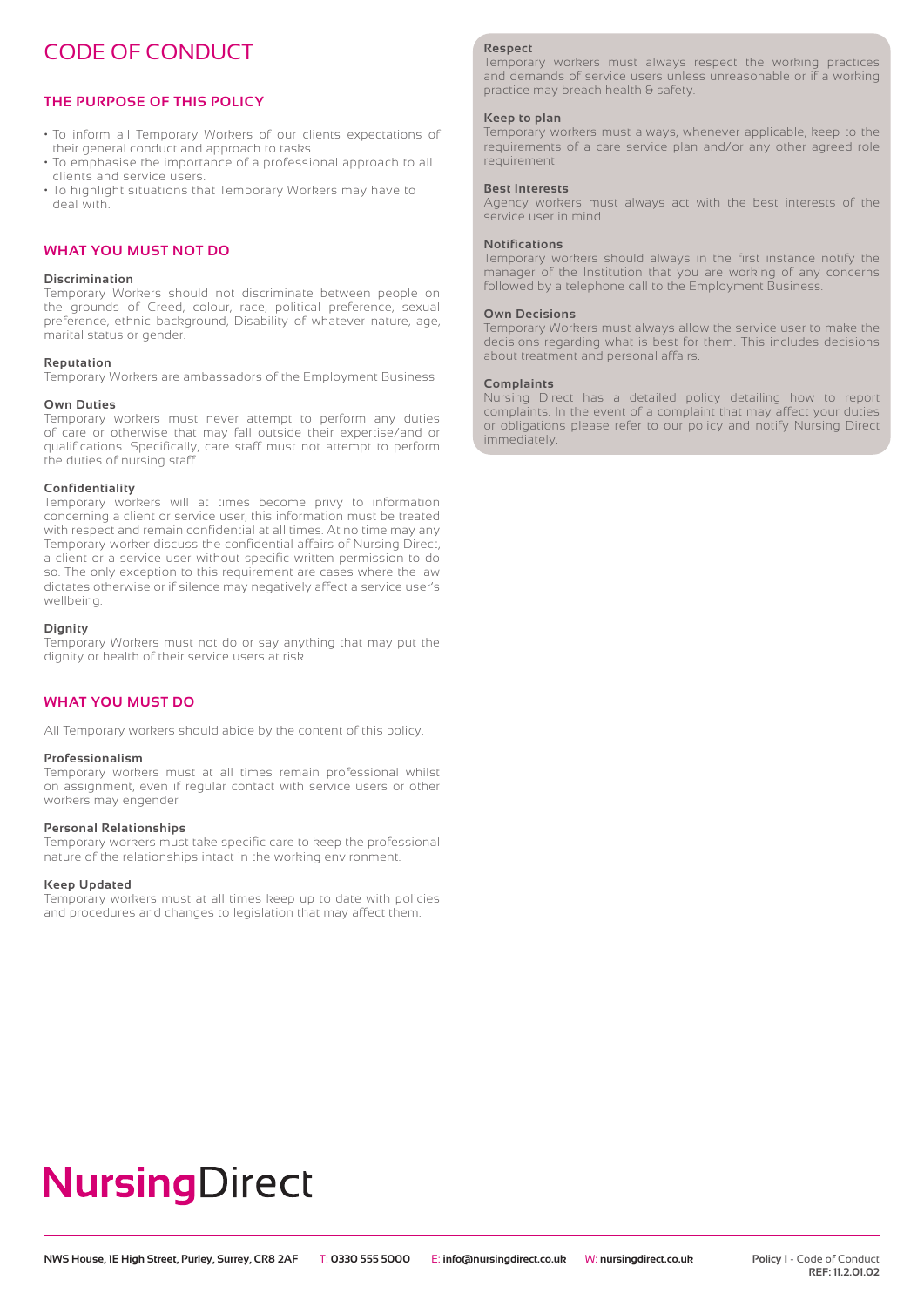# CODE OF CONDUCT

## THE PURPOSE OF THIS POLICY

- To inform all Temporary Workers of our clients expectations of their general conduct and approach to tasks.
- To emphasise the importance of a professional approach to all clients and service users.
- To highlight situations that Temporary Workers may have to deal with.

## WHAT YOU MUST NOT DO

**Discrimination**
Temporary Workers should not discriminate between people on the grounds of Creed, colour, race, political preference, sexual preference, ethnic background, Disability of whatever nature, age, marital status or gender.

**Reputation**
Temporary Workers are ambassadors of the Employment Business

**Own Duties**
Temporary workers must never attempt to perform any duties of care or otherwise that may fall outside their expertise/and or qualifications. Specifically, care staff must not attempt to perform the duties of nursing staff.

**Confidentiality**
Temporary workers will at times become privy to information concerning a client or service user, this information must be treated with respect and remain confidential at all times. At no time may any Temporary worker discuss the confidential affairs of Nursing Direct, a client or a service user without specific written permission to do so. The only exception to this requirement are cases where the law dictates otherwise or if silence may negatively affect a service user's wellbeing.

**Dignity**
Temporary Workers must not do or say anything that may put the dignity or health of their service users at risk.

## WHAT YOU MUST DO

All Temporary workers should abide by the content of this policy.

**Professionalism**
Temporary workers must at all times remain professional whilst on assignment, even if regular contact with service users or other workers may engender

**Personal Relationships**
Temporary workers must take specific care to keep the professional nature of the relationships intact in the working environment.

**Keep Updated**
Temporary workers must at all times keep up to date with policies and procedures and changes to legislation that may affect them.

**Respect**
Temporary workers must always respect the working practices and demands of service users unless unreasonable or if a working practice may breach health & safety.

**Keep to plan**
Temporary workers must always, whenever applicable, keep to the requirements of a care service plan and/or any other agreed role requirement.

**Best Interests**
Agency workers must always act with the best interests of the service user in mind.

**Notifications**
Temporary workers should always in the first instance notify the manager of the Institution that you are working of any concerns followed by a telephone call to the Employment Business.

**Own Decisions**
Temporary Workers must always allow the service user to make the decisions regarding what is best for them. This includes decisions about treatment and personal affairs.

**Complaints**
Nursing Direct has a detailed policy detailing how to report complaints. In the event of a complaint that may affect your duties or obligations please refer to our policy and notify Nursing Direct immediately.

**Nursing**Direct

NWS House, 1E High Street, Purley, Surrey, CR8 2AF T: 0330 555 5000 E: info@nursingdirect.co.uk W: nursingdirect.co.uk

Policy 1 - Code of Conduct
REF: 11.2.01.02